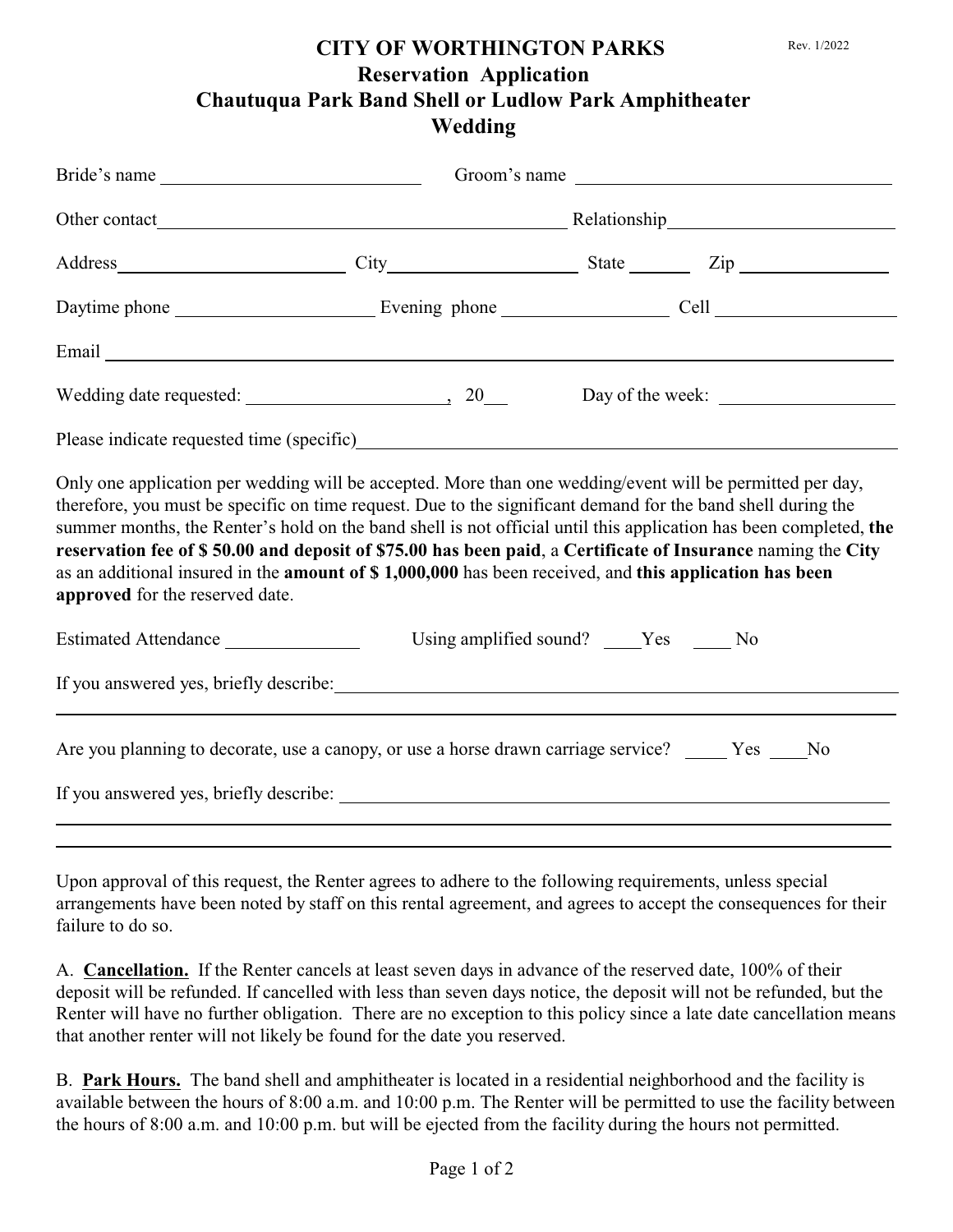Rev. 1/2022

# CITY OF WORTHINGTON PARKS
## Reservation Application
## Chautuqua Park Band Shell or Ludlow Park Amphitheater
## Wedding

Bride's name ____________________ Groom's name ____________________

Other contact ____________________ Relationship ____________________

Address ____________________ City ____________________ State ______ Zip ____________

Daytime phone ____________________ Evening phone ____________________ Cell ____________________

Email ________________________________________

Wedding date requested: ____________________, 20___ Day of the week: ____________________

Please indicate requested time (specific)________________________________________

Only one application per wedding will be accepted. More than one wedding/event will be permitted per day, therefore, you must be specific on time request. Due to the significant demand for the band shell during the summer months, the Renter's hold on the band shell is not official until this application has been completed, **the reservation fee of $ 50.00 and deposit of $75.00 has been paid**, a **Certificate of Insurance** naming the **City** as an additional insured in the **amount of $ 1,000,000** has been received, and **this application has been approved** for the reserved date.

Estimated Attendance ____________ Using amplified sound? ____Yes ____ No

If you answered yes, briefly describe:________________________________________

________________________________________

Are you planning to decorate, use a canopy, or use a horse drawn carriage service? _____ Yes ____No

If you answered yes, briefly describe: ________________________________________

________________________________________

________________________________________

Upon approval of this request, the Renter agrees to adhere to the following requirements, unless special arrangements have been noted by staff on this rental agreement, and agrees to accept the consequences for their failure to do so.

A. **Cancellation.** If the Renter cancels at least seven days in advance of the reserved date, 100% of their deposit will be refunded. If cancelled with less than seven days notice, the deposit will not be refunded, but the Renter will have no further obligation. There are no exception to this policy since a late date cancellation means that another renter will not likely be found for the date you reserved.

B. **Park Hours.** The band shell and amphitheater is located in a residential neighborhood and the facility is available between the hours of 8:00 a.m. and 10:00 p.m. The Renter will be permitted to use the facility between the hours of 8:00 a.m. and 10:00 p.m. but will be ejected from the facility during the hours not permitted.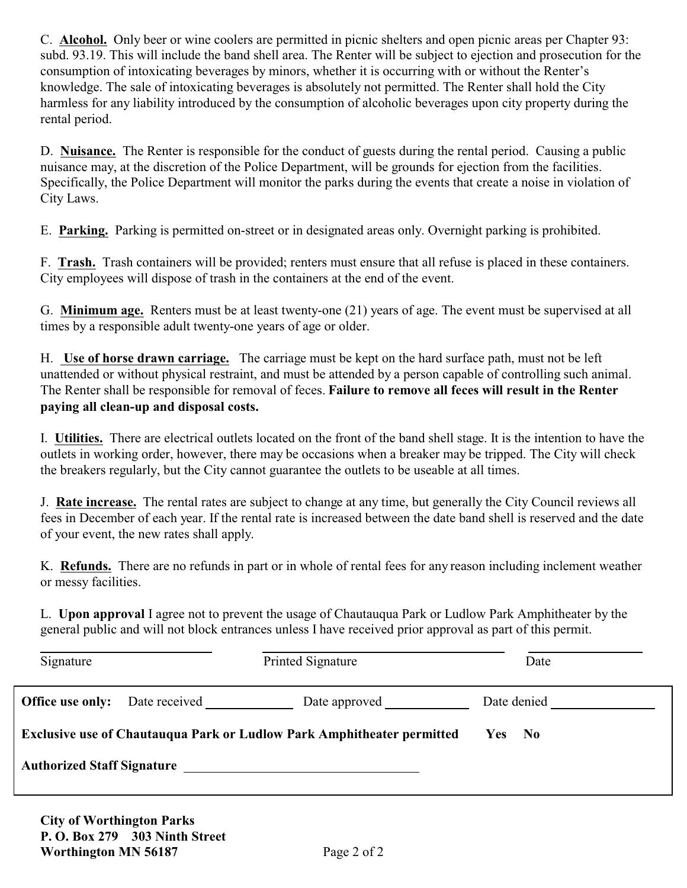C. **Alcohol.** Only beer or wine coolers are permitted in picnic shelters and open picnic areas per Chapter 93: subd. 93.19. This will include the band shell area. The Renter will be subject to ejection and prosecution for the consumption of intoxicating beverages by minors, whether it is occurring with or without the Renter's knowledge. The sale of intoxicating beverages is absolutely not permitted. The Renter shall hold the City harmless for any liability introduced by the consumption of alcoholic beverages upon city property during the rental period.

D. **Nuisance.** The Renter is responsible for the conduct of guests during the rental period. Causing a public nuisance may, at the discretion of the Police Department, will be grounds for ejection from the facilities. Specifically, the Police Department will monitor the parks during the events that create a noise in violation of City Laws.

E. **Parking.** Parking is permitted on-street or in designated areas only. Overnight parking is prohibited.

F. **Trash.** Trash containers will be provided; renters must ensure that all refuse is placed in these containers. City employees will dispose of trash in the containers at the end of the event.

G. **Minimum age.** Renters must be at least twenty-one (21) years of age. The event must be supervised at all times by a responsible adult twenty-one years of age or older.

H. **Use of horse drawn carriage.** The carriage must be kept on the hard surface path, must not be left unattended or without physical restraint, and must be attended by a person capable of controlling such animal. The Renter shall be responsible for removal of feces. **Failure to remove all feces will result in the Renter paying all clean-up and disposal costs.**

I. **Utilities.** There are electrical outlets located on the front of the band shell stage. It is the intention to have the outlets in working order, however, there may be occasions when a breaker may be tripped. The City will check the breakers regularly, but the City cannot guarantee the outlets to be useable at all times.

J. **Rate increase.** The rental rates are subject to change at any time, but generally the City Council reviews all fees in December of each year. If the rental rate is increased between the date band shell is reserved and the date of your event, the new rates shall apply.

K. **Refunds.** There are no refunds in part or in whole of rental fees for any reason including inclement weather or messy facilities.

L. **Upon approval** I agree not to prevent the usage of Chautauqua Park or Ludlow Park Amphitheater by the general public and will not block entrances unless I have received prior approval as part of this permit.

\_\_\_\_\_\_\_\_\_\_\_\_\_\_\_\_\_\_\_\_ \_\_\_\_\_\_\_\_\_\_\_\_\_\_\_\_\_\_\_\_\_\_\_\_\_\_\_\_ \_\_\_\_\_\_\_\_\_\_\_\_

Signature Printed Signature Date

**Office use only:** Date received \_\_\_\_\_\_\_\_\_\_ Date approved \_\_\_\_\_\_\_\_\_\_ Date denied \_\_\_\_\_\_\_\_\_\_

**Exclusive use of Chautauqua Park or Ludlow Park Amphitheater permitted Yes No**

**Authorized Staff Signature** \_\_\_\_\_\_\_\_\_\_\_\_\_\_\_\_\_\_\_\_\_\_\_\_\_\_

**City of Worthington Parks**
**P. O. Box 279 303 Ninth Street**
**Worthington MN 56187**